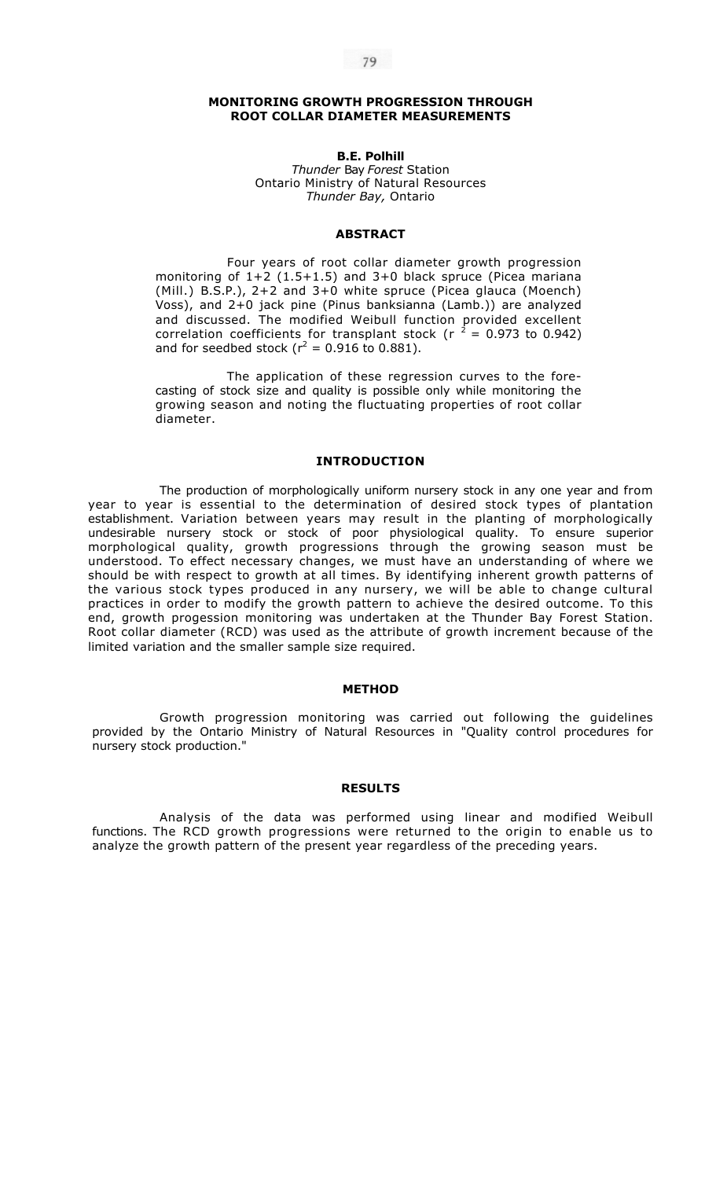# MONITORING GROWTH PROGRESSION THROUGH ROOT COLLAR DIAMETER MEASUREMENTS

**B.E. Polhill**
*Thunder* Bay *Forest* Station
Ontario Ministry of Natural Resources
*Thunder Bay,* Ontario

## ABSTRACT

Four years of root collar diameter growth progression monitoring of 1+2 (1.5+1.5) and 3+0 black spruce (Picea mariana (Mill.) B.S.P.), 2+2 and 3+0 white spruce (Picea glauca (Moench) Voss), and 2+0 jack pine (Pinus banksianna (Lamb.)) are analyzed and discussed. The modified Weibull function provided excellent correlation coefficients for transplant stock ($r^2 = 0.973$ to 0.942) and for seedbed stock ($r^2 = 0.916$ to 0.881).

The application of these regression curves to the forecasting of stock size and quality is possible only while monitoring the growing season and noting the fluctuating properties of root collar diameter.

## INTRODUCTION

The production of morphologically uniform nursery stock in any one year and from year to year is essential to the determination of desired stock types of plantation establishment. Variation between years may result in the planting of morphologically undesirable nursery stock or stock of poor physiological quality. To ensure superior morphological quality, growth progressions through the growing season must be understood. To effect necessary changes, we must have an understanding of where we should be with respect to growth at all times. By identifying inherent growth patterns of the various stock types produced in any nursery, we will be able to change cultural practices in order to modify the growth pattern to achieve the desired outcome. To this end, growth progession monitoring was undertaken at the Thunder Bay Forest Station. Root collar diameter (RCD) was used as the attribute of growth increment because of the limited variation and the smaller sample size required.

## METHOD

Growth progression monitoring was carried out following the guidelines provided by the Ontario Ministry of Natural Resources in "Quality control procedures for nursery stock production."

## RESULTS

Analysis of the data was performed using linear and modified Weibull functions. The RCD growth progressions were returned to the origin to enable us to analyze the growth pattern of the present year regardless of the preceding years.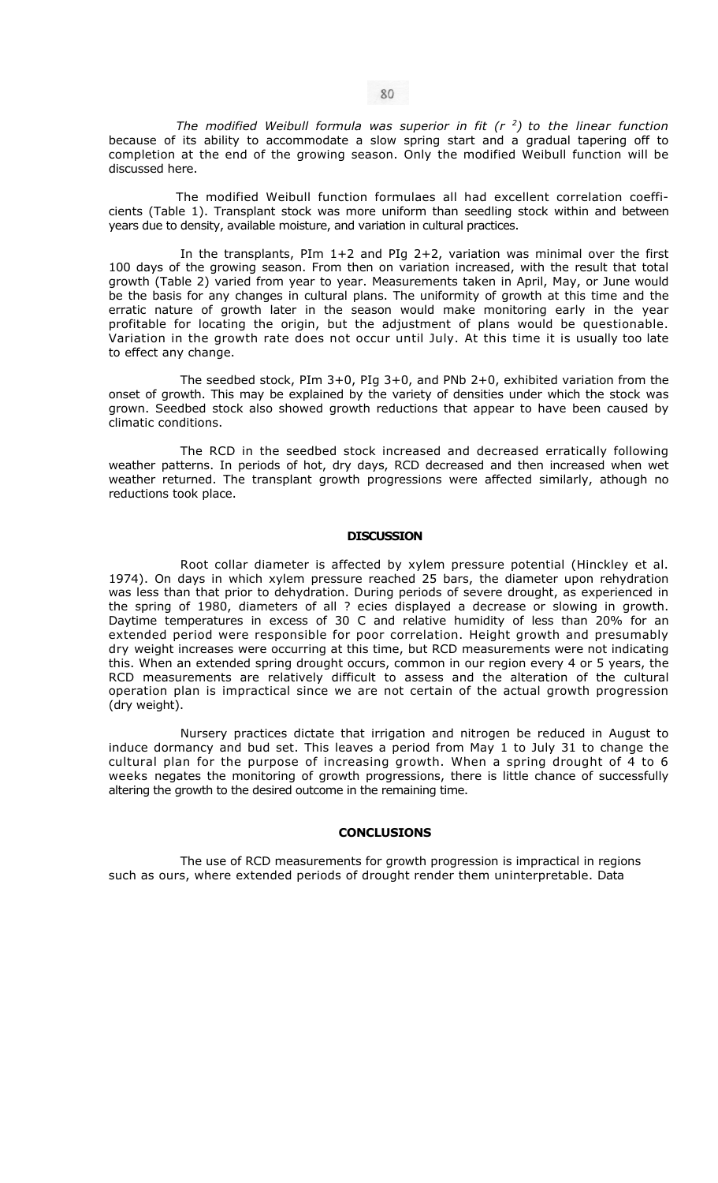*The modified Weibull formula was superior in fit ($r^2$) to the linear function* because of its ability to accommodate a slow spring start and a gradual tapering off to completion at the end of the growing season. Only the modified Weibull function will be discussed here.

The modified Weibull function formulaes all had excellent correlation coefficients (Table 1). Transplant stock was more uniform than seedling stock within and between years due to density, available moisture, and variation in cultural practices.

In the transplants, PIm 1+2 and PIg 2+2, variation was minimal over the first 100 days of the growing season. From then on variation increased, with the result that total growth (Table 2) varied from year to year. Measurements taken in April, May, or June would be the basis for any changes in cultural plans. The uniformity of growth at this time and the erratic nature of growth later in the season would make monitoring early in the year profitable for locating the origin, but the adjustment of plans would be questionable. Variation in the growth rate does not occur until July. At this time it is usually too late to effect any change.

The seedbed stock, PIm 3+0, PIg 3+0, and PNb 2+0, exhibited variation from the onset of growth. This may be explained by the variety of densities under which the stock was grown. Seedbed stock also showed growth reductions that appear to have been caused by climatic conditions.

The RCD in the seedbed stock increased and decreased erratically following weather patterns. In periods of hot, dry days, RCD decreased and then increased when wet weather returned. The transplant growth progressions were affected similarly, athough no reductions took place.

## DISCUSSION

Root collar diameter is affected by xylem pressure potential (Hinckley et al. 1974). On days in which xylem pressure reached 25 bars, the diameter upon rehydration was less than that prior to dehydration. During periods of severe drought, as experienced in the spring of 1980, diameters of all ? ecies displayed a decrease or slowing in growth. Daytime temperatures in excess of 30 C and relative humidity of less than 20% for an extended period were responsible for poor correlation. Height growth and presumably dry weight increases were occurring at this time, but RCD measurements were not indicating this. When an extended spring drought occurs, common in our region every 4 or 5 years, the RCD measurements are relatively difficult to assess and the alteration of the cultural operation plan is impractical since we are not certain of the actual growth progression (dry weight).

Nursery practices dictate that irrigation and nitrogen be reduced in August to induce dormancy and bud set. This leaves a period from May 1 to July 31 to change the cultural plan for the purpose of increasing growth. When a spring drought of 4 to 6 weeks negates the monitoring of growth progressions, there is little chance of successfully altering the growth to the desired outcome in the remaining time.

## CONCLUSIONS

The use of RCD measurements for growth progression is impractical in regions such as ours, where extended periods of drought render them uninterpretable. Data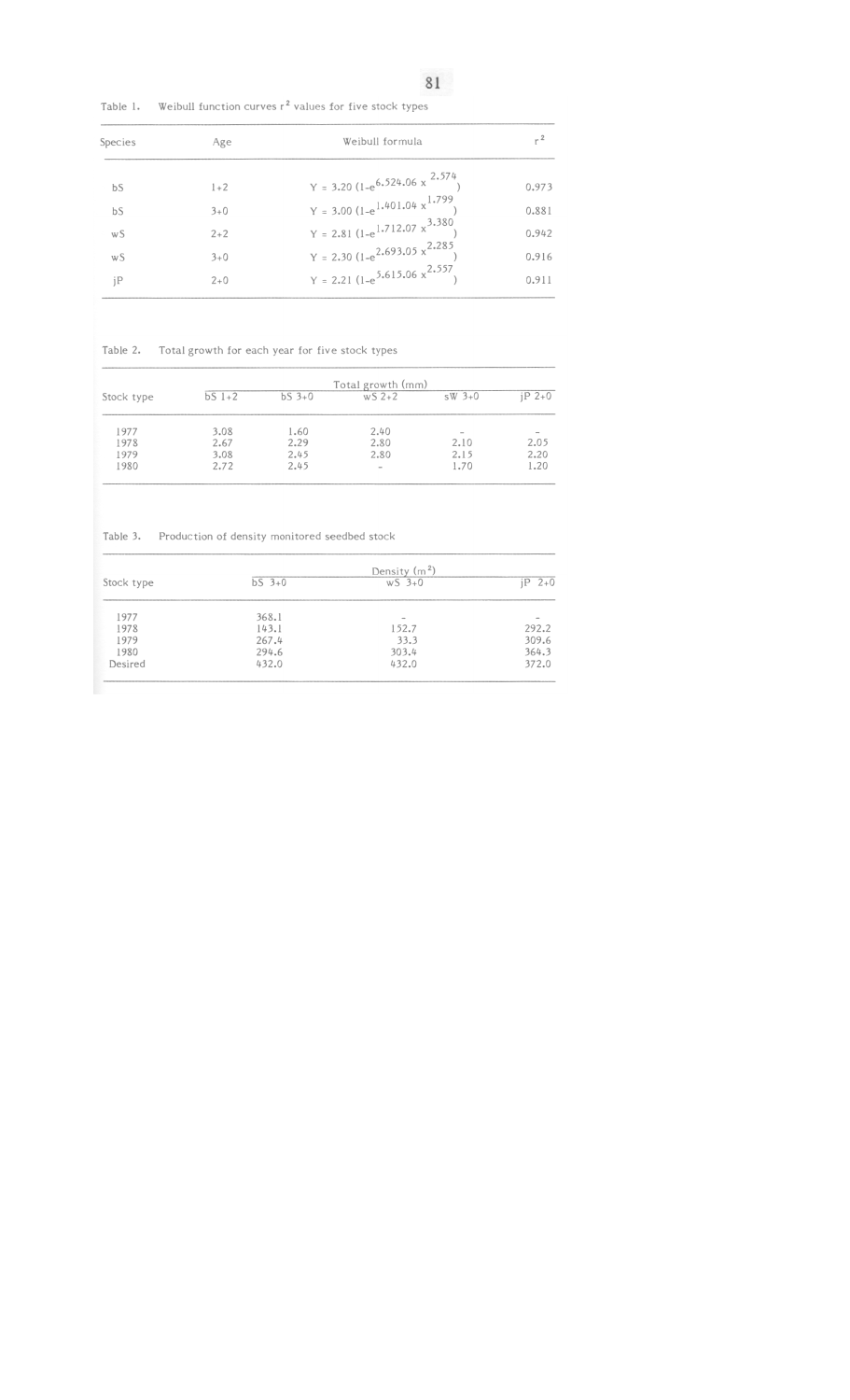Table 1. Weibull function curves $r^2$ values for five stock types

| Species | Age | Weibull formula | $r^2$ |
|---|---|---|---|
| bS | 1+2 | $Y = 3.20\ (1-e^{6.524.06\ x^{2.574}})$ | 0.973 |
| bS | 3+0 | $Y = 3.00\ (1-e^{1.401.04\ x^{1.799}})$ | 0.881 |
| wS | 2+2 | $Y = 2.81\ (1-e^{1.712.07\ x^{3.380}})$ | 0.942 |
| wS | 3+0 | $Y = 2.30\ (1-e^{2.693.05\ x^{2.285}})$ | 0.916 |
| jP | 2+0 | $Y = 2.21\ (1-e^{5.615.06\ x^{2.557}})$ | 0.911 |

Table 2. Total growth for each year for five stock types

| Stock type | Total growth (mm) | | | | |
|---|---|---|---|---|---|
| | bS 1+2 | bS 3+0 | wS 2+2 | sW 3+0 | jP 2+0 |
| 1977 | 3.08 | 1.60 | 2.40 | - | - |
| 1978 | 2.67 | 2.29 | 2.80 | 2.10 | 2.05 |
| 1979 | 3.08 | 2.45 | 2.80 | 2.15 | 2.20 |
| 1980 | 2.72 | 2.45 | - | 1.70 | 1.20 |

Table 3. Production of density monitored seedbed stock

| Stock type | Density ($m^2$) | | |
|---|---|---|---|
| | bS 3+0 | wS 3+0 | jP 2+0 |
| 1977 | 368.1 | - | - |
| 1978 | 143.1 | 152.7 | 292.2 |
| 1979 | 267.4 | 33.3 | 309.6 |
| 1980 | 294.6 | 303.4 | 364.3 |
| Desired | 432.0 | 432.0 | 372.0 |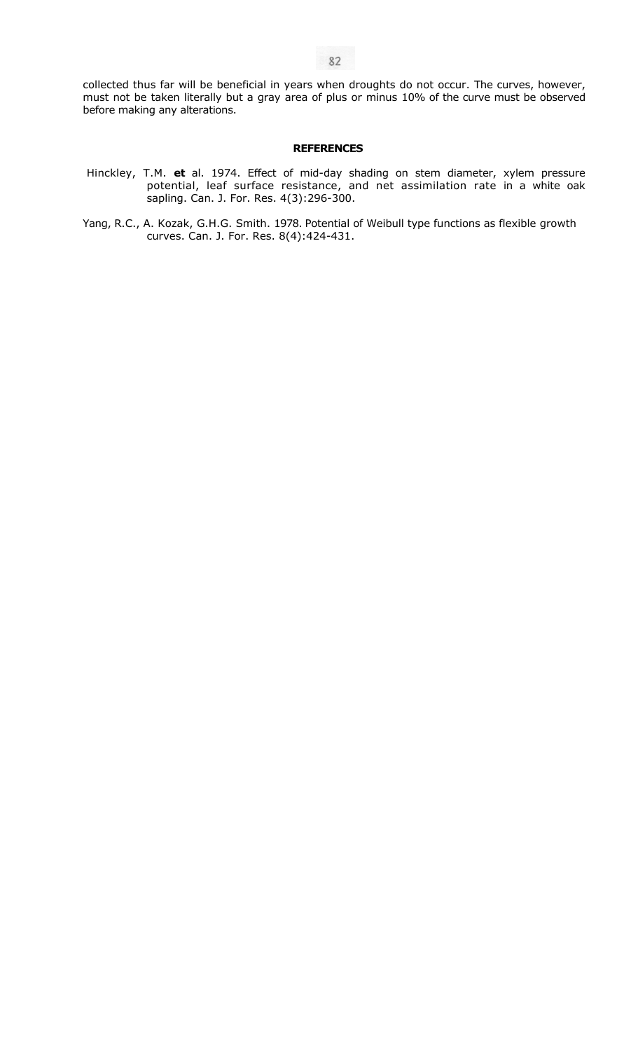collected thus far will be beneficial in years when droughts do not occur. The curves, however, must not be taken literally but a gray area of plus or minus 10% of the curve must be observed before making any alterations.

## REFERENCES

Hinckley, T.M. **et** al. 1974. Effect of mid-day shading on stem diameter, xylem pressure potential, leaf surface resistance, and net assimilation rate in a white oak sapling. Can. J. For. Res. 4(3):296-300.

Yang, R.C., A. Kozak, G.H.G. Smith. 1978. Potential of Weibull type functions as flexible growth curves. Can. J. For. Res. 8(4):424-431.